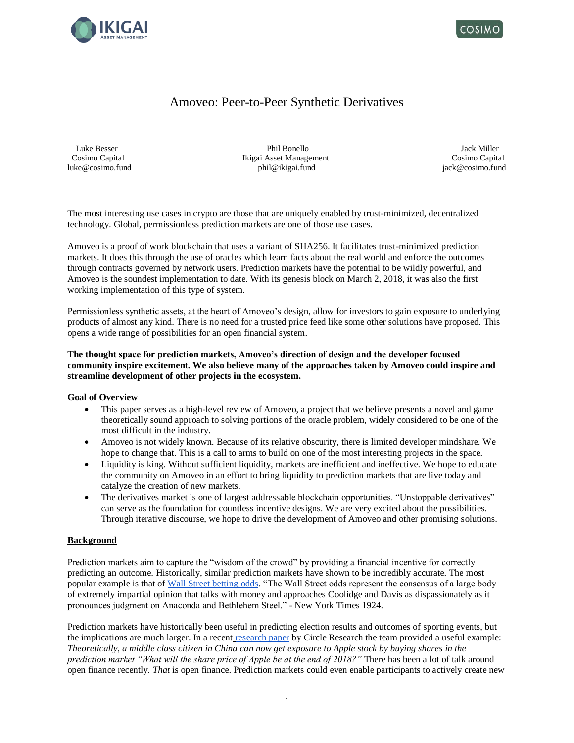# Amoveo: Peer-to-Peer Synthetic Derivatives

| Luke Besser | Phil Bonello | Jack Miller |
|---|---|---|
| Cosimo Capital | Ikigai Asset Management | Cosimo Capital |
| luke@cosimo.fund | phil@ikigai.fund | jack@cosimo.fund |

The most interesting use cases in crypto are those that are uniquely enabled by trust-minimized, decentralized technology. Global, permissionless prediction markets are one of those use cases.

Amoveo is a proof of work blockchain that uses a variant of SHA256. It facilitates trust-minimized prediction markets. It does this through the use of oracles which learn facts about the real world and enforce the outcomes through contracts governed by network users. Prediction markets have the potential to be wildly powerful, and Amoveo is the soundest implementation to date. With its genesis block on March 2, 2018, it was also the first working implementation of this type of system.

Permissionless synthetic assets, at the heart of Amoveo's design, allow for investors to gain exposure to underlying products of almost any kind. There is no need for a trusted price feed like some other solutions have proposed. This opens a wide range of possibilities for an open financial system.

**The thought space for prediction markets, Amoveo's direction of design and the developer focused community inspire excitement. We also believe many of the approaches taken by Amoveo could inspire and streamline development of other projects in the ecosystem.**

**Goal of Overview**

- This paper serves as a high-level review of Amoveo, a project that we believe presents a novel and game theoretically sound approach to solving portions of the oracle problem, widely considered to be one of the most difficult in the industry.
- Amoveo is not widely known. Because of its relative obscurity, there is limited developer mindshare. We hope to change that. This is a call to arms to build on one of the most interesting projects in the space.
- Liquidity is king. Without sufficient liquidity, markets are inefficient and ineffective. We hope to educate the community on Amoveo in an effort to bring liquidity to prediction markets that are live today and catalyze the creation of new markets.
- The derivatives market is one of largest addressable blockchain opportunities. "Unstoppable derivatives" can serve as the foundation for countless incentive designs. We are very excited about the possibilities. Through iterative discourse, we hope to drive the development of Amoveo and other promising solutions.

## Background

Prediction markets aim to capture the "wisdom of the crowd" by providing a financial incentive for correctly predicting an outcome. Historically, similar prediction markets have shown to be incredibly accurate. The most popular example is that of Wall Street betting odds. "The Wall Street odds represent the consensus of a large body of extremely impartial opinion that talks with money and approaches Coolidge and Davis as dispassionately as it pronounces judgment on Anaconda and Bethlehem Steel." - New York Times 1924.

Prediction markets have historically been useful in predicting election results and outcomes of sporting events, but the implications are much larger. In a recent research paper by Circle Research the team provided a useful example: *Theoretically, a middle class citizen in China can now get exposure to Apple stock by buying shares in the prediction market "What will the share price of Apple be at the end of 2018?"* There has been a lot of talk around open finance recently. *That* is open finance. Prediction markets could even enable participants to actively create new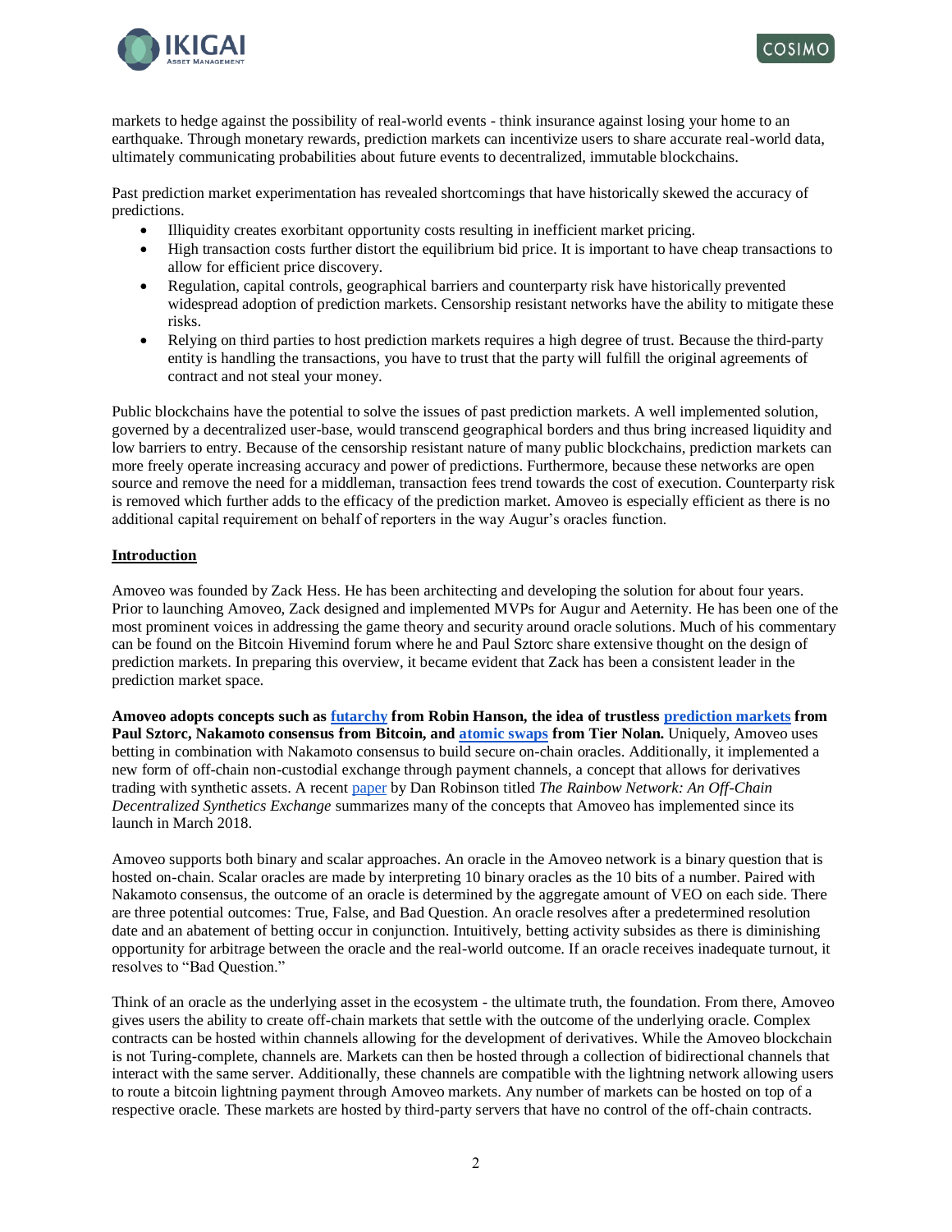markets to hedge against the possibility of real-world events - think insurance against losing your home to an earthquake. Through monetary rewards, prediction markets can incentivize users to share accurate real-world data, ultimately communicating probabilities about future events to decentralized, immutable blockchains.

Past prediction market experimentation has revealed shortcomings that have historically skewed the accuracy of predictions.

- Illiquidity creates exorbitant opportunity costs resulting in inefficient market pricing.
- High transaction costs further distort the equilibrium bid price. It is important to have cheap transactions to allow for efficient price discovery.
- Regulation, capital controls, geographical barriers and counterparty risk have historically prevented widespread adoption of prediction markets. Censorship resistant networks have the ability to mitigate these risks.
- Relying on third parties to host prediction markets requires a high degree of trust. Because the third-party entity is handling the transactions, you have to trust that the party will fulfill the original agreements of contract and not steal your money.

Public blockchains have the potential to solve the issues of past prediction markets. A well implemented solution, governed by a decentralized user-base, would transcend geographical borders and thus bring increased liquidity and low barriers to entry. Because of the censorship resistant nature of many public blockchains, prediction markets can more freely operate increasing accuracy and power of predictions. Furthermore, because these networks are open source and remove the need for a middleman, transaction fees trend towards the cost of execution. Counterparty risk is removed which further adds to the efficacy of the prediction market. Amoveo is especially efficient as there is no additional capital requirement on behalf of reporters in the way Augur's oracles function.

## Introduction

Amoveo was founded by Zack Hess. He has been architecting and developing the solution for about four years. Prior to launching Amoveo, Zack designed and implemented MVPs for Augur and Aeternity. He has been one of the most prominent voices in addressing the game theory and security around oracle solutions. Much of his commentary can be found on the Bitcoin Hivemind forum where he and Paul Sztorc share extensive thought on the design of prediction markets. In preparing this overview, it became evident that Zack has been a consistent leader in the prediction market space.

**Amoveo adopts concepts such as futarchy from Robin Hanson, the idea of trustless prediction markets from Paul Sztorc, Nakamoto consensus from Bitcoin, and atomic swaps from Tier Nolan.** Uniquely, Amoveo uses betting in combination with Nakamoto consensus to build secure on-chain oracles. Additionally, it implemented a new form of off-chain non-custodial exchange through payment channels, a concept that allows for derivatives trading with synthetic assets. A recent paper by Dan Robinson titled *The Rainbow Network: An Off-Chain Decentralized Synthetics Exchange* summarizes many of the concepts that Amoveo has implemented since its launch in March 2018.

Amoveo supports both binary and scalar approaches. An oracle in the Amoveo network is a binary question that is hosted on-chain. Scalar oracles are made by interpreting 10 binary oracles as the 10 bits of a number. Paired with Nakamoto consensus, the outcome of an oracle is determined by the aggregate amount of VEO on each side. There are three potential outcomes: True, False, and Bad Question. An oracle resolves after a predetermined resolution date and an abatement of betting occur in conjunction. Intuitively, betting activity subsides as there is diminishing opportunity for arbitrage between the oracle and the real-world outcome. If an oracle receives inadequate turnout, it resolves to "Bad Question."

Think of an oracle as the underlying asset in the ecosystem - the ultimate truth, the foundation. From there, Amoveo gives users the ability to create off-chain markets that settle with the outcome of the underlying oracle. Complex contracts can be hosted within channels allowing for the development of derivatives. While the Amoveo blockchain is not Turing-complete, channels are. Markets can then be hosted through a collection of bidirectional channels that interact with the same server. Additionally, these channels are compatible with the lightning network allowing users to route a bitcoin lightning payment through Amoveo markets. Any number of markets can be hosted on top of a respective oracle. These markets are hosted by third-party servers that have no control of the off-chain contracts.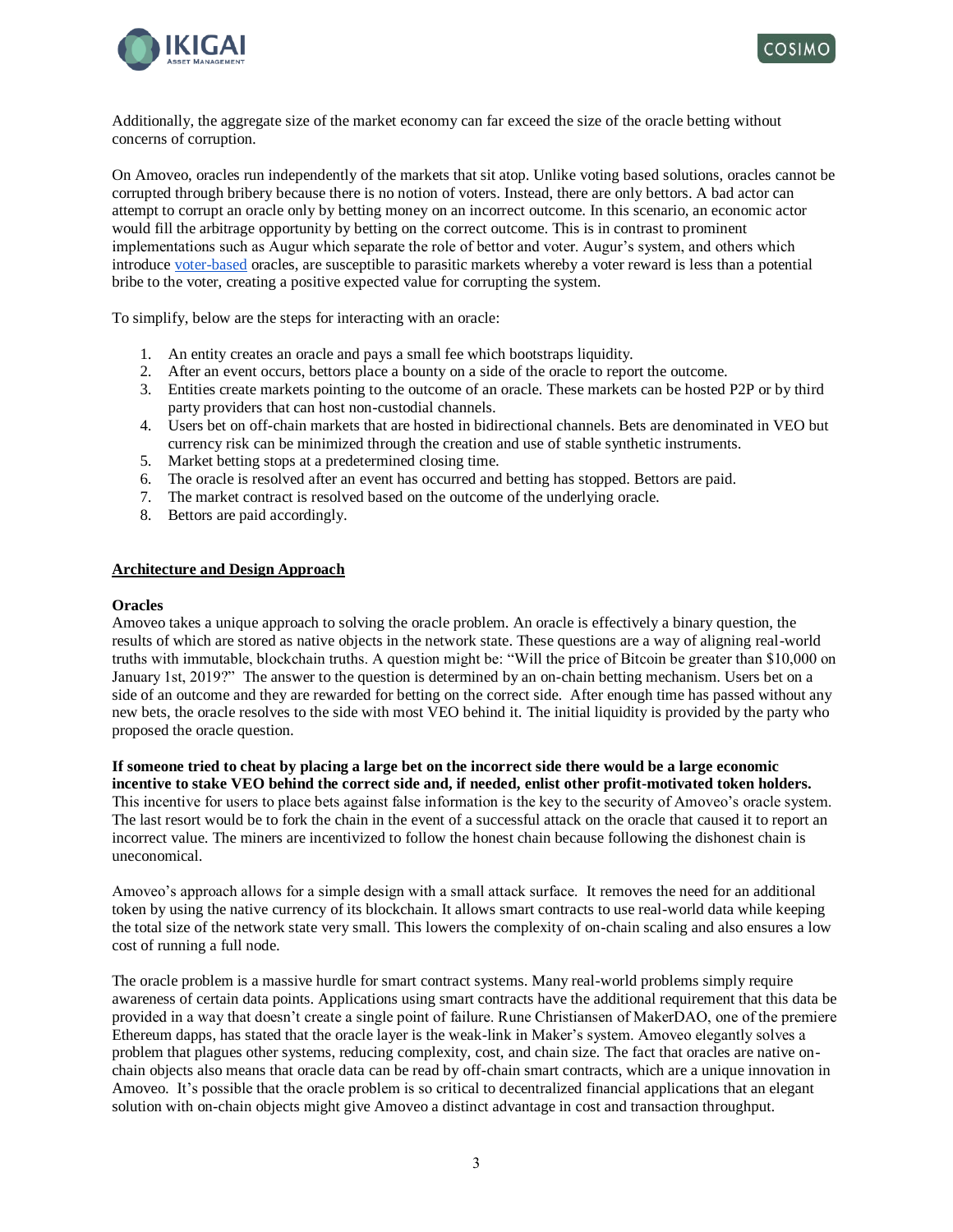Additionally, the aggregate size of the market economy can far exceed the size of the oracle betting without concerns of corruption.

On Amoveo, oracles run independently of the markets that sit atop. Unlike voting based solutions, oracles cannot be corrupted through bribery because there is no notion of voters. Instead, there are only bettors. A bad actor can attempt to corrupt an oracle only by betting money on an incorrect outcome. In this scenario, an economic actor would fill the arbitrage opportunity by betting on the correct outcome. This is in contrast to prominent implementations such as Augur which separate the role of bettor and voter. Augur's system, and others which introduce voter-based oracles, are susceptible to parasitic markets whereby a voter reward is less than a potential bribe to the voter, creating a positive expected value for corrupting the system.

To simplify, below are the steps for interacting with an oracle:

1. An entity creates an oracle and pays a small fee which bootstraps liquidity.
2. After an event occurs, bettors place a bounty on a side of the oracle to report the outcome.
3. Entities create markets pointing to the outcome of an oracle. These markets can be hosted P2P or by third party providers that can host non-custodial channels.
4. Users bet on off-chain markets that are hosted in bidirectional channels. Bets are denominated in VEO but currency risk can be minimized through the creation and use of stable synthetic instruments.
5. Market betting stops at a predetermined closing time.
6. The oracle is resolved after an event has occurred and betting has stopped. Bettors are paid.
7. The market contract is resolved based on the outcome of the underlying oracle.
8. Bettors are paid accordingly.

## Architecture and Design Approach

### Oracles

Amoveo takes a unique approach to solving the oracle problem. An oracle is effectively a binary question, the results of which are stored as native objects in the network state. These questions are a way of aligning real-world truths with immutable, blockchain truths. A question might be: "Will the price of Bitcoin be greater than $10,000 on January 1st, 2019?" The answer to the question is determined by an on-chain betting mechanism. Users bet on a side of an outcome and they are rewarded for betting on the correct side. After enough time has passed without any new bets, the oracle resolves to the side with most VEO behind it. The initial liquidity is provided by the party who proposed the oracle question.

**If someone tried to cheat by placing a large bet on the incorrect side there would be a large economic incentive to stake VEO behind the correct side and, if needed, enlist other profit-motivated token holders.** This incentive for users to place bets against false information is the key to the security of Amoveo's oracle system. The last resort would be to fork the chain in the event of a successful attack on the oracle that caused it to report an incorrect value. The miners are incentivized to follow the honest chain because following the dishonest chain is uneconomical.

Amoveo's approach allows for a simple design with a small attack surface. It removes the need for an additional token by using the native currency of its blockchain. It allows smart contracts to use real-world data while keeping the total size of the network state very small. This lowers the complexity of on-chain scaling and also ensures a low cost of running a full node.

The oracle problem is a massive hurdle for smart contract systems. Many real-world problems simply require awareness of certain data points. Applications using smart contracts have the additional requirement that this data be provided in a way that doesn't create a single point of failure. Rune Christiansen of MakerDAO, one of the premiere Ethereum dapps, has stated that the oracle layer is the weak-link in Maker's system. Amoveo elegantly solves a problem that plagues other systems, reducing complexity, cost, and chain size. The fact that oracles are native on-chain objects also means that oracle data can be read by off-chain smart contracts, which are a unique innovation in Amoveo. It's possible that the oracle problem is so critical to decentralized financial applications that an elegant solution with on-chain objects might give Amoveo a distinct advantage in cost and transaction throughput.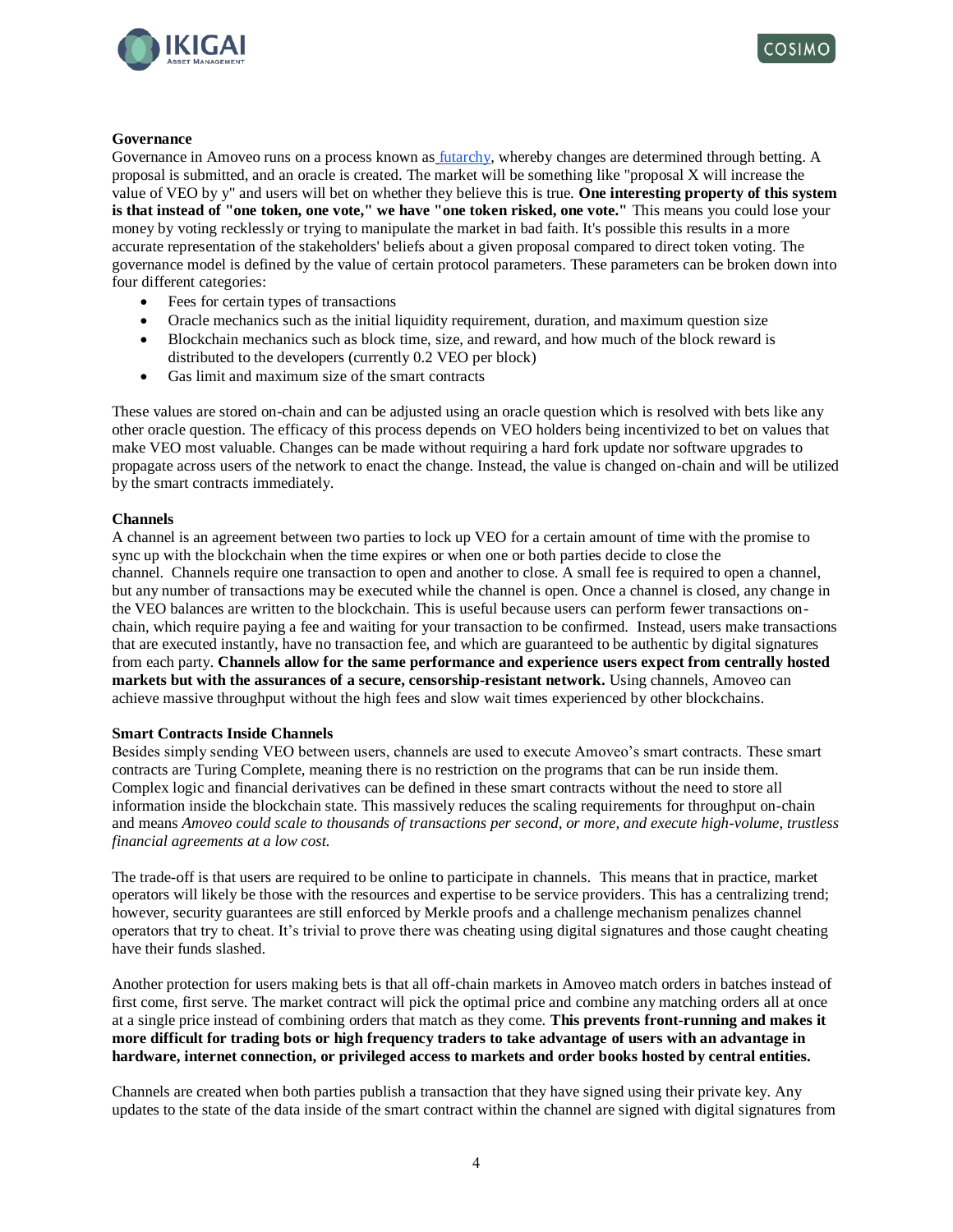**Governance**

Governance in Amoveo runs on a process known as futarchy, whereby changes are determined through betting. A proposal is submitted, and an oracle is created. The market will be something like "proposal X will increase the value of VEO by y" and users will bet on whether they believe this is true. **One interesting property of this system is that instead of "one token, one vote," we have "one token risked, one vote."** This means you could lose your money by voting recklessly or trying to manipulate the market in bad faith. It's possible this results in a more accurate representation of the stakeholders' beliefs about a given proposal compared to direct token voting. The governance model is defined by the value of certain protocol parameters. These parameters can be broken down into four different categories:

- Fees for certain types of transactions
- Oracle mechanics such as the initial liquidity requirement, duration, and maximum question size
- Blockchain mechanics such as block time, size, and reward, and how much of the block reward is distributed to the developers (currently 0.2 VEO per block)
- Gas limit and maximum size of the smart contracts

These values are stored on-chain and can be adjusted using an oracle question which is resolved with bets like any other oracle question. The efficacy of this process depends on VEO holders being incentivized to bet on values that make VEO most valuable. Changes can be made without requiring a hard fork update nor software upgrades to propagate across users of the network to enact the change. Instead, the value is changed on-chain and will be utilized by the smart contracts immediately.

**Channels**

A channel is an agreement between two parties to lock up VEO for a certain amount of time with the promise to sync up with the blockchain when the time expires or when one or both parties decide to close the channel. Channels require one transaction to open and another to close. A small fee is required to open a channel, but any number of transactions may be executed while the channel is open. Once a channel is closed, any change in the VEO balances are written to the blockchain. This is useful because users can perform fewer transactions on-chain, which require paying a fee and waiting for your transaction to be confirmed. Instead, users make transactions that are executed instantly, have no transaction fee, and which are guaranteed to be authentic by digital signatures from each party. **Channels allow for the same performance and experience users expect from centrally hosted markets but with the assurances of a secure, censorship-resistant network.** Using channels, Amoveo can achieve massive throughput without the high fees and slow wait times experienced by other blockchains.

**Smart Contracts Inside Channels**

Besides simply sending VEO between users, channels are used to execute Amoveo's smart contracts. These smart contracts are Turing Complete, meaning there is no restriction on the programs that can be run inside them. Complex logic and financial derivatives can be defined in these smart contracts without the need to store all information inside the blockchain state. This massively reduces the scaling requirements for throughput on-chain and means *Amoveo could scale to thousands of transactions per second, or more, and execute high-volume, trustless financial agreements at a low cost.*

The trade-off is that users are required to be online to participate in channels. This means that in practice, market operators will likely be those with the resources and expertise to be service providers. This has a centralizing trend; however, security guarantees are still enforced by Merkle proofs and a challenge mechanism penalizes channel operators that try to cheat. It's trivial to prove there was cheating using digital signatures and those caught cheating have their funds slashed.

Another protection for users making bets is that all off-chain markets in Amoveo match orders in batches instead of first come, first serve. The market contract will pick the optimal price and combine any matching orders all at once at a single price instead of combining orders that match as they come. **This prevents front-running and makes it more difficult for trading bots or high frequency traders to take advantage of users with an advantage in hardware, internet connection, or privileged access to markets and order books hosted by central entities.**

Channels are created when both parties publish a transaction that they have signed using their private key. Any updates to the state of the data inside of the smart contract within the channel are signed with digital signatures from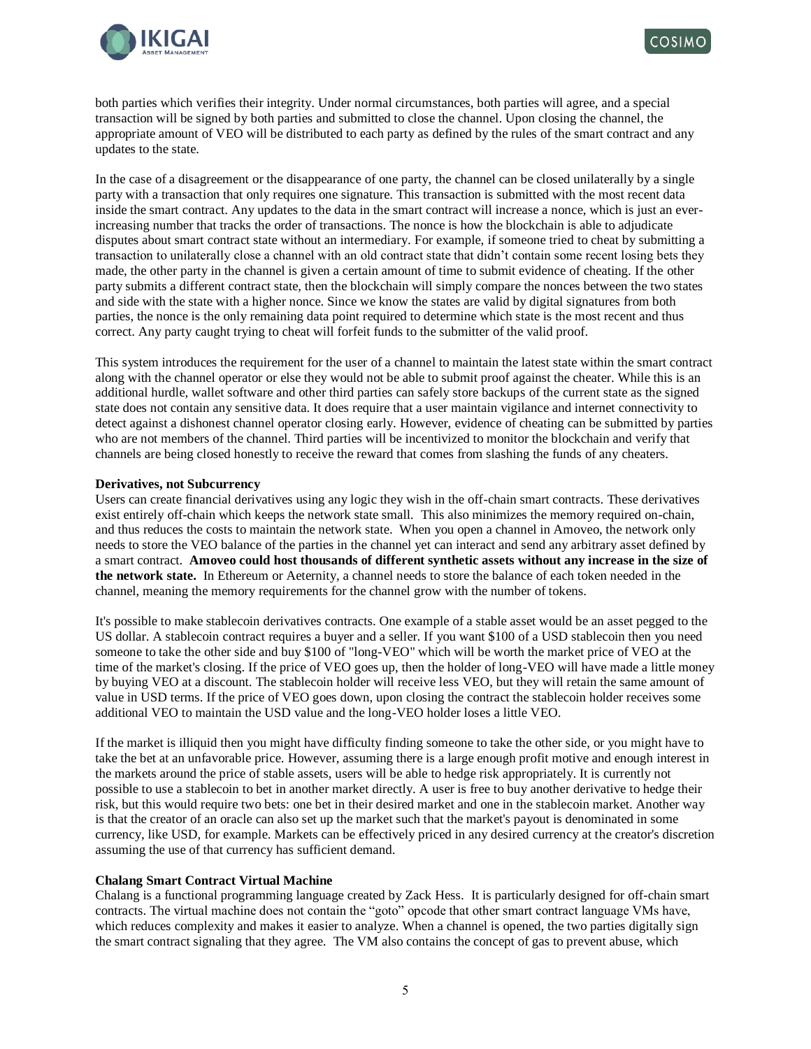both parties which verifies their integrity. Under normal circumstances, both parties will agree, and a special transaction will be signed by both parties and submitted to close the channel. Upon closing the channel, the appropriate amount of VEO will be distributed to each party as defined by the rules of the smart contract and any updates to the state.

In the case of a disagreement or the disappearance of one party, the channel can be closed unilaterally by a single party with a transaction that only requires one signature. This transaction is submitted with the most recent data inside the smart contract. Any updates to the data in the smart contract will increase a nonce, which is just an ever-increasing number that tracks the order of transactions. The nonce is how the blockchain is able to adjudicate disputes about smart contract state without an intermediary. For example, if someone tried to cheat by submitting a transaction to unilaterally close a channel with an old contract state that didn't contain some recent losing bets they made, the other party in the channel is given a certain amount of time to submit evidence of cheating. If the other party submits a different contract state, then the blockchain will simply compare the nonces between the two states and side with the state with a higher nonce. Since we know the states are valid by digital signatures from both parties, the nonce is the only remaining data point required to determine which state is the most recent and thus correct. Any party caught trying to cheat will forfeit funds to the submitter of the valid proof.

This system introduces the requirement for the user of a channel to maintain the latest state within the smart contract along with the channel operator or else they would not be able to submit proof against the cheater. While this is an additional hurdle, wallet software and other third parties can safely store backups of the current state as the signed state does not contain any sensitive data. It does require that a user maintain vigilance and internet connectivity to detect against a dishonest channel operator closing early. However, evidence of cheating can be submitted by parties who are not members of the channel. Third parties will be incentivized to monitor the blockchain and verify that channels are being closed honestly to receive the reward that comes from slashing the funds of any cheaters.

**Derivatives, not Subcurrency**

Users can create financial derivatives using any logic they wish in the off-chain smart contracts. These derivatives exist entirely off-chain which keeps the network state small. This also minimizes the memory required on-chain, and thus reduces the costs to maintain the network state. When you open a channel in Amoveo, the network only needs to store the VEO balance of the parties in the channel yet can interact and send any arbitrary asset defined by a smart contract. **Amoveo could host thousands of different synthetic assets without any increase in the size of the network state.** In Ethereum or Aeternity, a channel needs to store the balance of each token needed in the channel, meaning the memory requirements for the channel grow with the number of tokens.

It's possible to make stablecoin derivatives contracts. One example of a stable asset would be an asset pegged to the US dollar. A stablecoin contract requires a buyer and a seller. If you want $100 of a USD stablecoin then you need someone to take the other side and buy $100 of "long-VEO" which will be worth the market price of VEO at the time of the market's closing. If the price of VEO goes up, then the holder of long-VEO will have made a little money by buying VEO at a discount. The stablecoin holder will receive less VEO, but they will retain the same amount of value in USD terms. If the price of VEO goes down, upon closing the contract the stablecoin holder receives some additional VEO to maintain the USD value and the long-VEO holder loses a little VEO.

If the market is illiquid then you might have difficulty finding someone to take the other side, or you might have to take the bet at an unfavorable price. However, assuming there is a large enough profit motive and enough interest in the markets around the price of stable assets, users will be able to hedge risk appropriately. It is currently not possible to use a stablecoin to bet in another market directly. A user is free to buy another derivative to hedge their risk, but this would require two bets: one bet in their desired market and one in the stablecoin market. Another way is that the creator of an oracle can also set up the market such that the market's payout is denominated in some currency, like USD, for example. Markets can be effectively priced in any desired currency at the creator's discretion assuming the use of that currency has sufficient demand.

**Chalang Smart Contract Virtual Machine**

Chalang is a functional programming language created by Zack Hess. It is particularly designed for off-chain smart contracts. The virtual machine does not contain the "goto" opcode that other smart contract language VMs have, which reduces complexity and makes it easier to analyze. When a channel is opened, the two parties digitally sign the smart contract signaling that they agree. The VM also contains the concept of gas to prevent abuse, which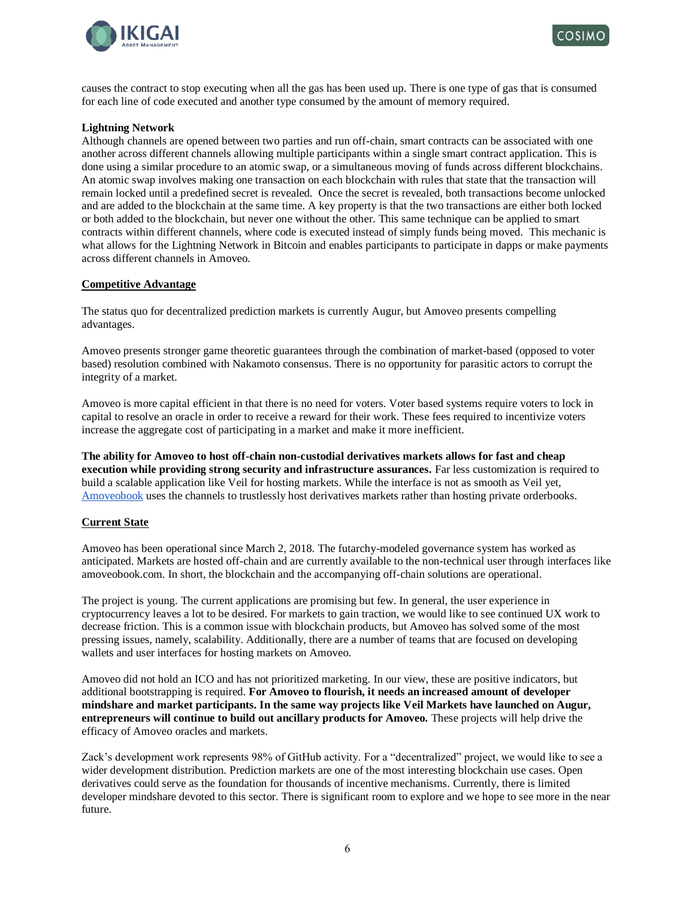causes the contract to stop executing when all the gas has been used up. There is one type of gas that is consumed for each line of code executed and another type consumed by the amount of memory required.

**Lightning Network**

Although channels are opened between two parties and run off-chain, smart contracts can be associated with one another across different channels allowing multiple participants within a single smart contract application. This is done using a similar procedure to an atomic swap, or a simultaneous moving of funds across different blockchains. An atomic swap involves making one transaction on each blockchain with rules that state that the transaction will remain locked until a predefined secret is revealed. Once the secret is revealed, both transactions become unlocked and are added to the blockchain at the same time. A key property is that the two transactions are either both locked or both added to the blockchain, but never one without the other. This same technique can be applied to smart contracts within different channels, where code is executed instead of simply funds being moved. This mechanic is what allows for the Lightning Network in Bitcoin and enables participants to participate in dapps or make payments across different channels in Amoveo.

## Competitive Advantage

The status quo for decentralized prediction markets is currently Augur, but Amoveo presents compelling advantages.

Amoveo presents stronger game theoretic guarantees through the combination of market-based (opposed to voter based) resolution combined with Nakamoto consensus. There is no opportunity for parasitic actors to corrupt the integrity of a market.

Amoveo is more capital efficient in that there is no need for voters. Voter based systems require voters to lock in capital to resolve an oracle in order to receive a reward for their work. These fees required to incentivize voters increase the aggregate cost of participating in a market and make it more inefficient.

**The ability for Amoveo to host off-chain non-custodial derivatives markets allows for fast and cheap execution while providing strong security and infrastructure assurances.** Far less customization is required to build a scalable application like Veil for hosting markets. While the interface is not as smooth as Veil yet, Amoveobook uses the channels to trustlessly host derivatives markets rather than hosting private orderbooks.

## Current State

Amoveo has been operational since March 2, 2018. The futarchy-modeled governance system has worked as anticipated. Markets are hosted off-chain and are currently available to the non-technical user through interfaces like amoveobook.com. In short, the blockchain and the accompanying off-chain solutions are operational.

The project is young. The current applications are promising but few. In general, the user experience in cryptocurrency leaves a lot to be desired. For markets to gain traction, we would like to see continued UX work to decrease friction. This is a common issue with blockchain products, but Amoveo has solved some of the most pressing issues, namely, scalability. Additionally, there are a number of teams that are focused on developing wallets and user interfaces for hosting markets on Amoveo.

Amoveo did not hold an ICO and has not prioritized marketing. In our view, these are positive indicators, but additional bootstrapping is required. **For Amoveo to flourish, it needs an increased amount of developer mindshare and market participants. In the same way projects like Veil Markets have launched on Augur, entrepreneurs will continue to build out ancillary products for Amoveo.** These projects will help drive the efficacy of Amoveo oracles and markets.

Zack's development work represents 98% of GitHub activity. For a "decentralized" project, we would like to see a wider development distribution. Prediction markets are one of the most interesting blockchain use cases. Open derivatives could serve as the foundation for thousands of incentive mechanisms. Currently, there is limited developer mindshare devoted to this sector. There is significant room to explore and we hope to see more in the near future.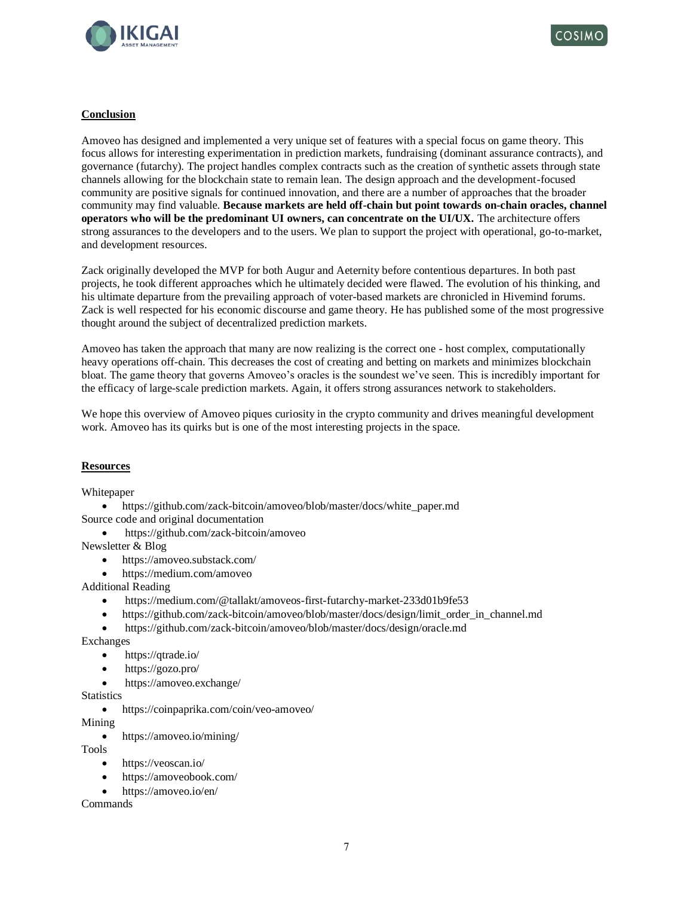**Conclusion**

Amoveo has designed and implemented a very unique set of features with a special focus on game theory. This focus allows for interesting experimentation in prediction markets, fundraising (dominant assurance contracts), and governance (futarchy). The project handles complex contracts such as the creation of synthetic assets through state channels allowing for the blockchain state to remain lean. The design approach and the development-focused community are positive signals for continued innovation, and there are a number of approaches that the broader community may find valuable. **Because markets are held off-chain but point towards on-chain oracles, channel operators who will be the predominant UI owners, can concentrate on the UI/UX.** The architecture offers strong assurances to the developers and to the users. We plan to support the project with operational, go-to-market, and development resources.

Zack originally developed the MVP for both Augur and Aeternity before contentious departures. In both past projects, he took different approaches which he ultimately decided were flawed. The evolution of his thinking, and his ultimate departure from the prevailing approach of voter-based markets are chronicled in Hivemind forums. Zack is well respected for his economic discourse and game theory. He has published some of the most progressive thought around the subject of decentralized prediction markets.

Amoveo has taken the approach that many are now realizing is the correct one - host complex, computationally heavy operations off-chain. This decreases the cost of creating and betting on markets and minimizes blockchain bloat. The game theory that governs Amoveo's oracles is the soundest we've seen. This is incredibly important for the efficacy of large-scale prediction markets. Again, it offers strong assurances network to stakeholders.

We hope this overview of Amoveo piques curiosity in the crypto community and drives meaningful development work. Amoveo has its quirks but is one of the most interesting projects in the space.

**Resources**

Whitepaper

- https://github.com/zack-bitcoin/amoveo/blob/master/docs/white_paper.md

Source code and original documentation

- https://github.com/zack-bitcoin/amoveo

Newsletter & Blog

- https://amoveo.substack.com/
- https://medium.com/amoveo

Additional Reading

- https://medium.com/@tallakt/amoveos-first-futarchy-market-233d01b9fe53
- https://github.com/zack-bitcoin/amoveo/blob/master/docs/design/limit_order_in_channel.md
- https://github.com/zack-bitcoin/amoveo/blob/master/docs/design/oracle.md

Exchanges

- https://qtrade.io/
- https://gozo.pro/
- https://amoveo.exchange/

Statistics

- https://coinpaprika.com/coin/veo-amoveo/

Mining

- https://amoveo.io/mining/

Tools

- https://veoscan.io/
- https://amoveobook.com/
- https://amoveo.io/en/

Commands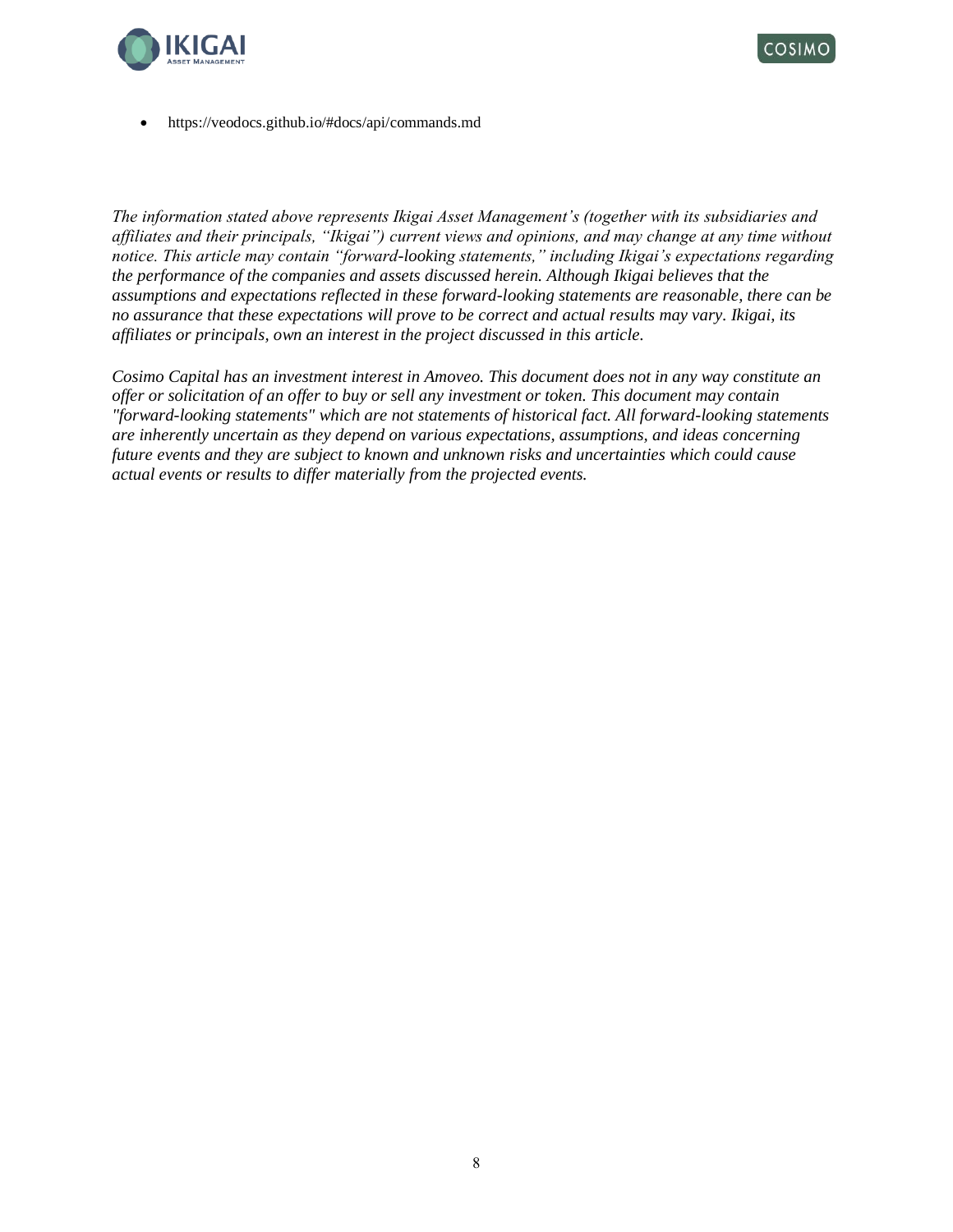- https://veodocs.github.io/#docs/api/commands.md

*The information stated above represents Ikigai Asset Management's (together with its subsidiaries and affiliates and their principals, "Ikigai") current views and opinions, and may change at any time without notice. This article may contain "forward-looking statements," including Ikigai's expectations regarding the performance of the companies and assets discussed herein. Although Ikigai believes that the assumptions and expectations reflected in these forward-looking statements are reasonable, there can be no assurance that these expectations will prove to be correct and actual results may vary. Ikigai, its affiliates or principals, own an interest in the project discussed in this article.*

*Cosimo Capital has an investment interest in Amoveo. This document does not in any way constitute an offer or solicitation of an offer to buy or sell any investment or token. This document may contain "forward-looking statements" which are not statements of historical fact. All forward-looking statements are inherently uncertain as they depend on various expectations, assumptions, and ideas concerning future events and they are subject to known and unknown risks and uncertainties which could cause actual events or results to differ materially from the projected events.*